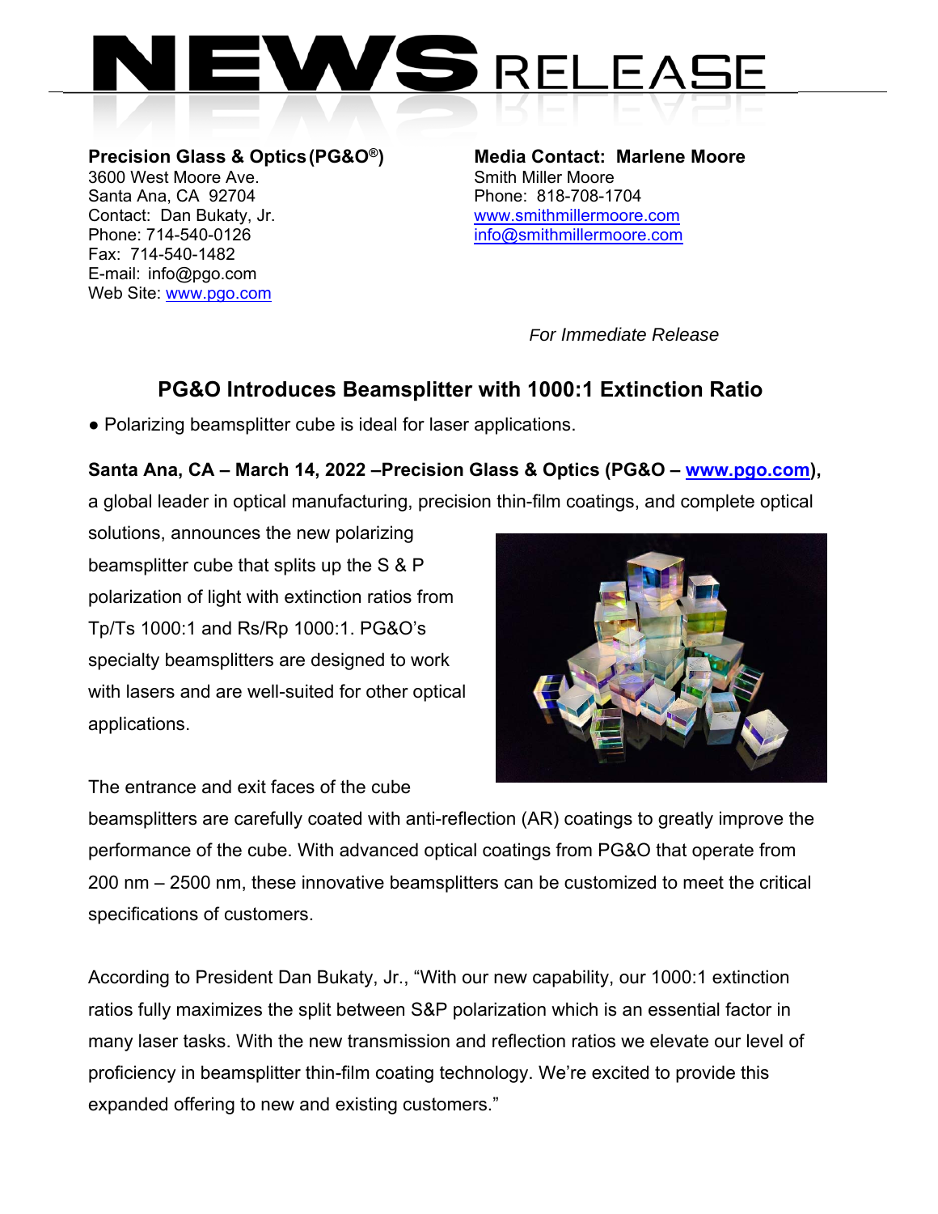# NEWS RELEASE

**Precision Glass & Optics (PG&O®)**
3600 West Moore Ave.
Santa Ana, CA 92704
Contact: Dan Bukaty, Jr.
Phone: 714-540-0126
Fax: 714-540-1482
E-mail: info@pgo.com
Web Site: www.pgo.com

**Media Contact: Marlene Moore**
Smith Miller Moore
Phone: 818-708-1704
www.smithmillermoore.com
info@smithmillermoore.com

*For Immediate Release*

## PG&O Introduces Beamsplitter with 1000:1 Extinction Ratio

- Polarizing beamsplitter cube is ideal for laser applications.

**Santa Ana, CA – March 14, 2022 –Precision Glass & Optics (PG&O – www.pgo.com),** a global leader in optical manufacturing, precision thin-film coatings, and complete optical solutions, announces the new polarizing beamsplitter cube that splits up the S & P polarization of light with extinction ratios from Tp/Ts 1000:1 and Rs/Rp 1000:1. PG&O's specialty beamsplitters are designed to work with lasers and are well-suited for other optical applications.

The entrance and exit faces of the cube beamsplitters are carefully coated with anti-reflection (AR) coatings to greatly improve the performance of the cube. With advanced optical coatings from PG&O that operate from 200 nm – 2500 nm, these innovative beamsplitters can be customized to meet the critical specifications of customers.

According to President Dan Bukaty, Jr., "With our new capability, our 1000:1 extinction ratios fully maximizes the split between S&P polarization which is an essential factor in many laser tasks. With the new transmission and reflection ratios we elevate our level of proficiency in beamsplitter thin-film coating technology. We're excited to provide this expanded offering to new and existing customers."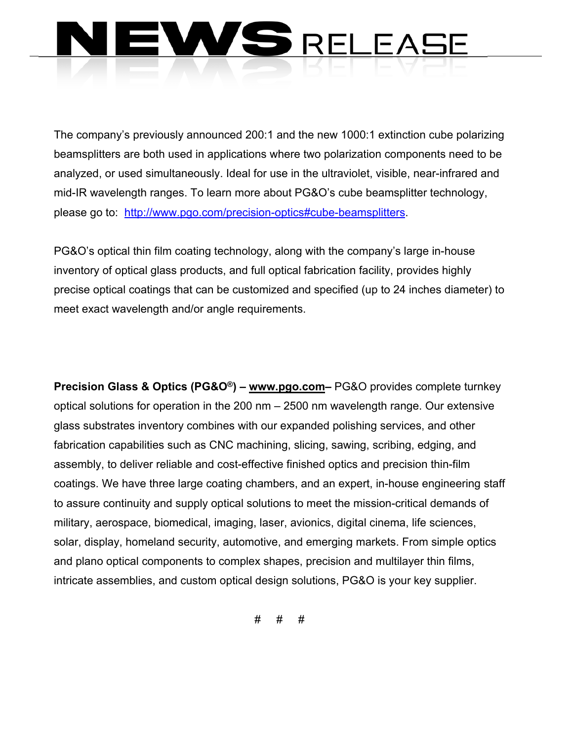# NEWS RELEASE

The company's previously announced 200:1 and the new 1000:1 extinction cube polarizing beamsplitters are both used in applications where two polarization components need to be analyzed, or used simultaneously. Ideal for use in the ultraviolet, visible, near-infrared and mid-IR wavelength ranges. To learn more about PG&O's cube beamsplitter technology, please go to: [http://www.pgo.com/precision-optics#cube-beamsplitters](http://www.pgo.com/precision-optics#cube-beamsplitters).

PG&O's optical thin film coating technology, along with the company's large in-house inventory of optical glass products, and full optical fabrication facility, provides highly precise optical coatings that can be customized and specified (up to 24 inches diameter) to meet exact wavelength and/or angle requirements.

**Precision Glass & Optics (PG&O®) – [www.pgo.com](http://www.pgo.com)–** PG&O provides complete turnkey optical solutions for operation in the 200 nm – 2500 nm wavelength range. Our extensive glass substrates inventory combines with our expanded polishing services, and other fabrication capabilities such as CNC machining, slicing, sawing, scribing, edging, and assembly, to deliver reliable and cost-effective finished optics and precision thin-film coatings. We have three large coating chambers, and an expert, in-house engineering staff to assure continuity and supply optical solutions to meet the mission-critical demands of military, aerospace, biomedical, imaging, laser, avionics, digital cinema, life sciences, solar, display, homeland security, automotive, and emerging markets. From simple optics and plano optical components to complex shapes, precision and multilayer thin films, intricate assemblies, and custom optical design solutions, PG&O is your key supplier.

# # #